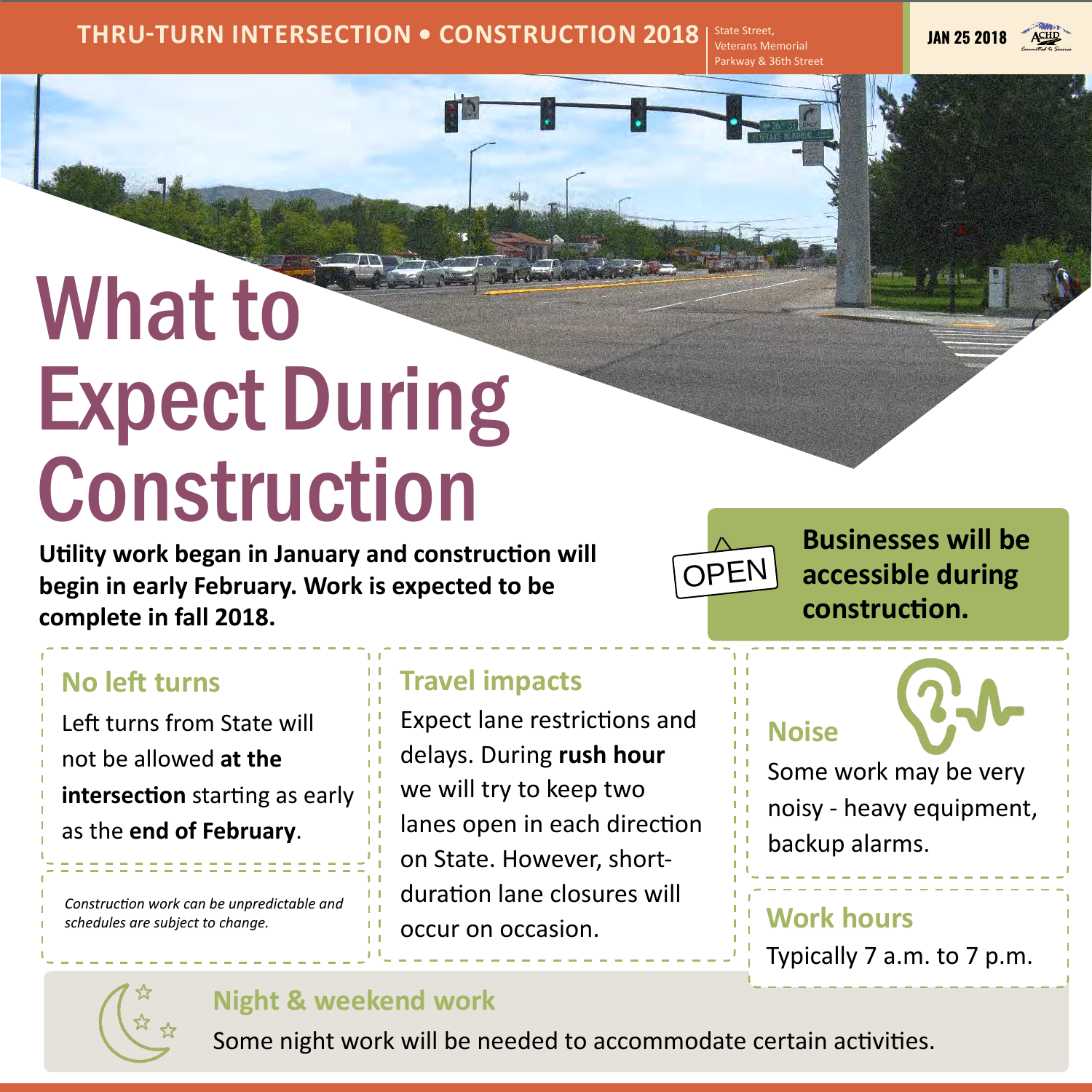THRU-TURN INTERSECTION • CONSTRUCTION 2018 | State Street, Veterans Memorial Parkway & 36th Street

JAN 25 2018

# What to Expect During Construction

**Utility work began in January and construction will begin in early February. Work is expected to be complete in fall 2018.**

**Businesses will be accessible during construction.**

## No left turns

Left turns from State will not be allowed **at the intersection** starting as early as the **end of February**.

*Construction work can be unpredictable and schedules are subject to change.*

## Travel impacts

Expect lane restrictions and delays. During **rush hour** we will try to keep two lanes open in each direction on State. However, short-duration lane closures will occur on occasion.

## Noise

Some work may be very noisy - heavy equipment, backup alarms.

## Work hours

Typically 7 a.m. to 7 p.m.

## Night & weekend work

Some night work will be needed to accommodate certain activities.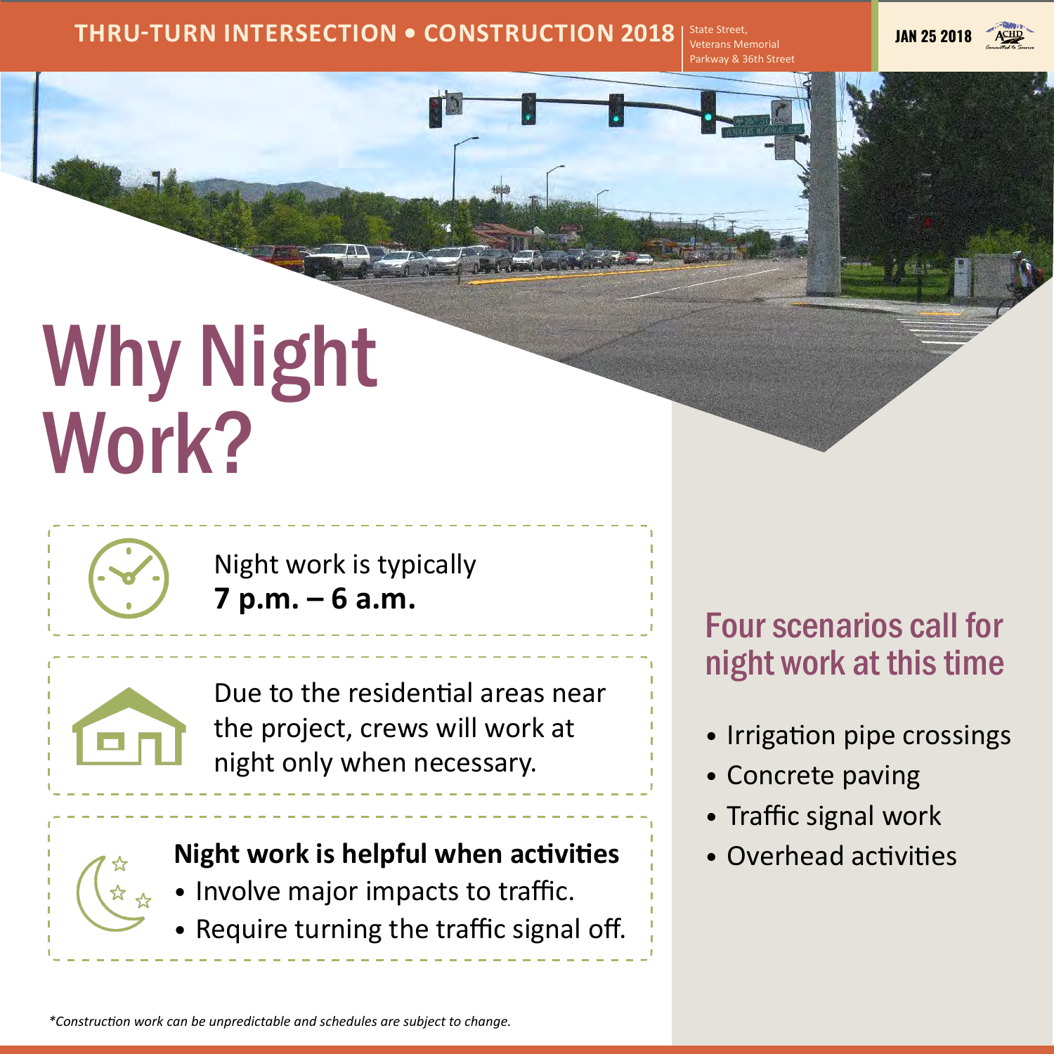THRU-TURN INTERSECTION • CONSTRUCTION 2018 | State Street, Veterans Memorial Parkway & 36th Street

JAN 25 2018

# Why Night Work?

Night work is typically **7 p.m. – 6 a.m.**

Due to the residential areas near the project, crews will work at night only when necessary.

**Night work is helpful when activities**

- Involve major impacts to traffic.
- Require turning the traffic signal off.

## Four scenarios call for night work at this time

- Irrigation pipe crossings
- Concrete paving
- Traffic signal work
- Overhead activities

*\*Construction work can be unpredictable and schedules are subject to change.*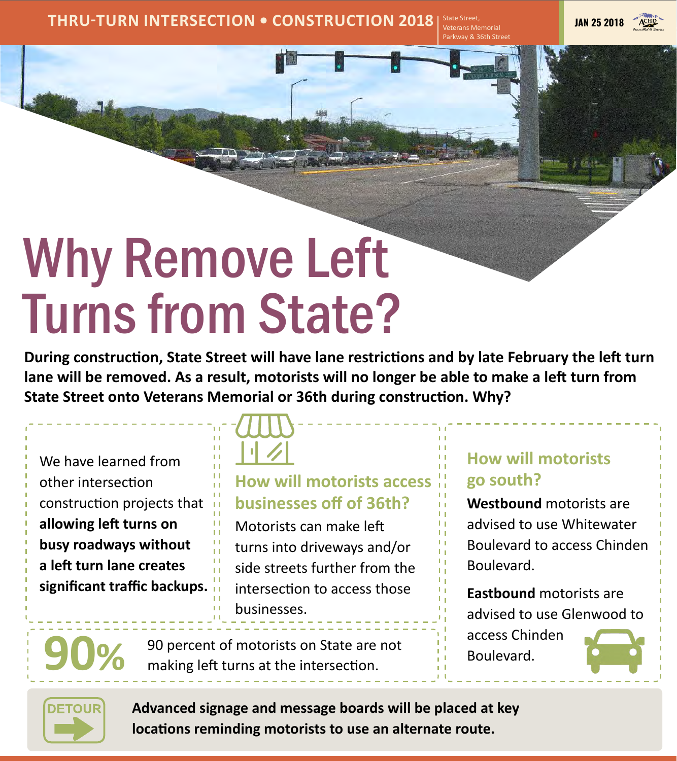THRU-TURN INTERSECTION • CONSTRUCTION 2018

State Street, Veterans Memorial Parkway & 36th Street

JAN 25 2018

# Why Remove Left Turns from State?

**During construction, State Street will have lane restrictions and by late February the left turn lane will be removed. As a result, motorists will no longer be able to make a left turn from State Street onto Veterans Memorial or 36th during construction. Why?**

We have learned from other intersection construction projects that **allowing left turns on busy roadways without a left turn lane creates significant traffic backups.**

### How will motorists access businesses off of 36th?

Motorists can make left turns into driveways and/or side streets further from the intersection to access those businesses.

**90%**

90 percent of motorists on State are not making left turns at the intersection.

### How will motorists go south?

**Westbound** motorists are advised to use Whitewater Boulevard to access Chinden Boulevard.

**Eastbound** motorists are advised to use Glenwood to access Chinden Boulevard.

DETOUR

**Advanced signage and message boards will be placed at key locations reminding motorists to use an alternate route.**